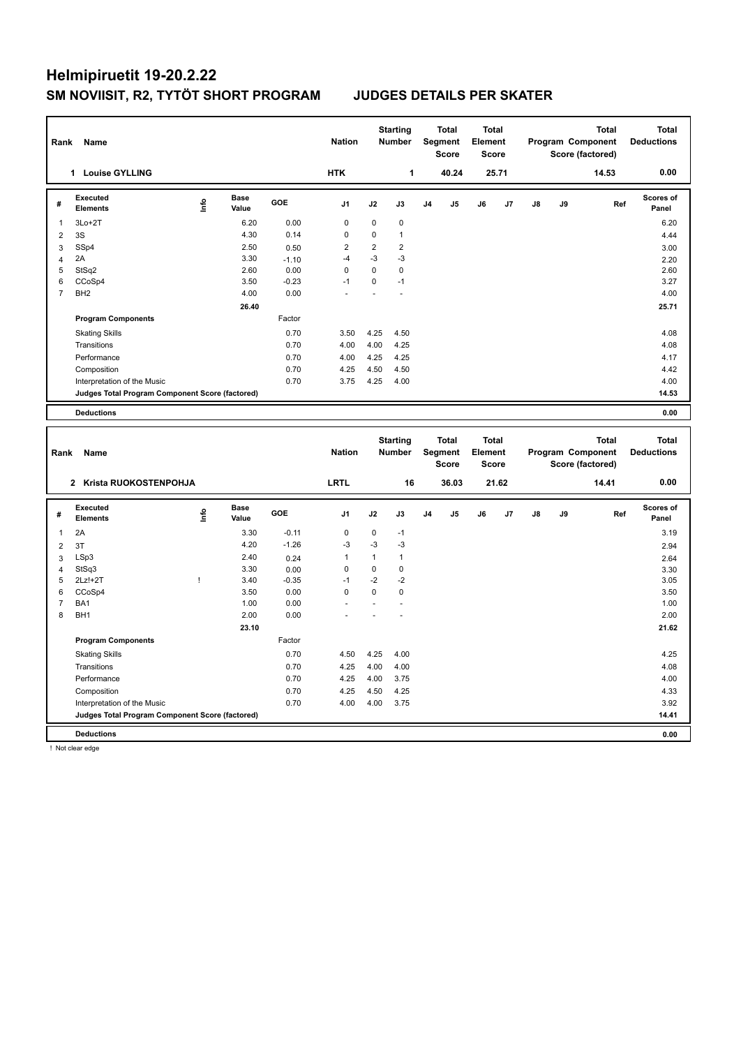# Helmipiruetit 19-20.2.22

## SM NOVIISIT, R2, TYTÖT SHORT PROGRAM JUDGES DETAILS PER SKATER

| Rank | Name | Nation | Starting Number | Total Segment Score | Total Element Score | Total Program Component Score (factored) | Total Deductions |
|---|---|---|---|---|---|---|---|
| 1 | Louise GYLLING | HTK | 1 | 40.24 | 25.71 | 14.53 | 0.00 |

| # | Executed Elements | Info | Base Value | GOE | J1 | J2 | J3 | J4 | J5 | J6 | J7 | J8 | J9 | Ref | Scores of Panel |
|---|---|---|---|---|---|---|---|---|---|---|---|---|---|---|---|
| 1 | 3Lo+2T | | 6.20 | 0.00 | 0 | 0 | 0 | | | | | | | | 6.20 |
| 2 | 3S | | 4.30 | 0.14 | 0 | 0 | 1 | | | | | | | | 4.44 |
| 3 | SSp4 | | 2.50 | 0.50 | 2 | 2 | 2 | | | | | | | | 3.00 |
| 4 | 2A | | 3.30 | -1.10 | -4 | -3 | -3 | | | | | | | | 2.20 |
| 5 | StSq2 | | 2.60 | 0.00 | 0 | 0 | 0 | | | | | | | | 2.60 |
| 6 | CCoSp4 | | 3.50 | -0.23 | -1 | 0 | -1 | | | | | | | | 3.27 |
| 7 | BH2 | | 4.00 | 0.00 | - | - | - | | | | | | | | 4.00 |
| | | | 26.40 | | | | | | | | | | | | 25.71 |
| | **Program Components** | | | Factor | | | | | | | | | | | |
| | Skating Skills | | | 0.70 | 3.50 | 4.25 | 4.50 | | | | | | | | 4.08 |
| | Transitions | | | 0.70 | 4.00 | 4.00 | 4.25 | | | | | | | | 4.08 |
| | Performance | | | 0.70 | 4.00 | 4.25 | 4.25 | | | | | | | | 4.17 |
| | Composition | | | 0.70 | 4.25 | 4.50 | 4.50 | | | | | | | | 4.42 |
| | Interpretation of the Music | | | 0.70 | 3.75 | 4.25 | 4.00 | | | | | | | | 4.00 |
| | **Judges Total Program Component Score (factored)** | | | | | | | | | | | | | | 14.53 |
| | **Deductions** | | | | | | | | | | | | | | 0.00 |

| Rank | Name | Nation | Starting Number | Total Segment Score | Total Element Score | Total Program Component Score (factored) | Total Deductions |
|---|---|---|---|---|---|---|---|
| 2 | Krista RUOKOSTENPOHJA | LRTL | 16 | 36.03 | 21.62 | 14.41 | 0.00 |

| # | Executed Elements | Info | Base Value | GOE | J1 | J2 | J3 | J4 | J5 | J6 | J7 | J8 | J9 | Ref | Scores of Panel |
|---|---|---|---|---|---|---|---|---|---|---|---|---|---|---|---|
| 1 | 2A | | 3.30 | -0.11 | 0 | 0 | -1 | | | | | | | | 3.19 |
| 2 | 3T | | 4.20 | -1.26 | -3 | -3 | -3 | | | | | | | | 2.94 |
| 3 | LSp3 | | 2.40 | 0.24 | 1 | 1 | 1 | | | | | | | | 2.64 |
| 4 | StSq3 | | 3.30 | 0.00 | 0 | 0 | 0 | | | | | | | | 3.30 |
| 5 | 2Lz!+2T | ! | 3.40 | -0.35 | -1 | -2 | -2 | | | | | | | | 3.05 |
| 6 | CCoSp4 | | 3.50 | 0.00 | 0 | 0 | 0 | | | | | | | | 3.50 |
| 7 | BA1 | | 1.00 | 0.00 | - | - | - | | | | | | | | 1.00 |
| 8 | BH1 | | 2.00 | 0.00 | - | - | - | | | | | | | | 2.00 |
| | | | 23.10 | | | | | | | | | | | | 21.62 |
| | **Program Components** | | | Factor | | | | | | | | | | | |
| | Skating Skills | | | 0.70 | 4.50 | 4.25 | 4.00 | | | | | | | | 4.25 |
| | Transitions | | | 0.70 | 4.25 | 4.00 | 4.00 | | | | | | | | 4.08 |
| | Performance | | | 0.70 | 4.25 | 4.00 | 3.75 | | | | | | | | 4.00 |
| | Composition | | | 0.70 | 4.25 | 4.50 | 4.25 | | | | | | | | 4.33 |
| | Interpretation of the Music | | | 0.70 | 4.00 | 4.00 | 3.75 | | | | | | | | 3.92 |
| | **Judges Total Program Component Score (factored)** | | | | | | | | | | | | | | 14.41 |
| | **Deductions** | | | | | | | | | | | | | | 0.00 |

! Not clear edge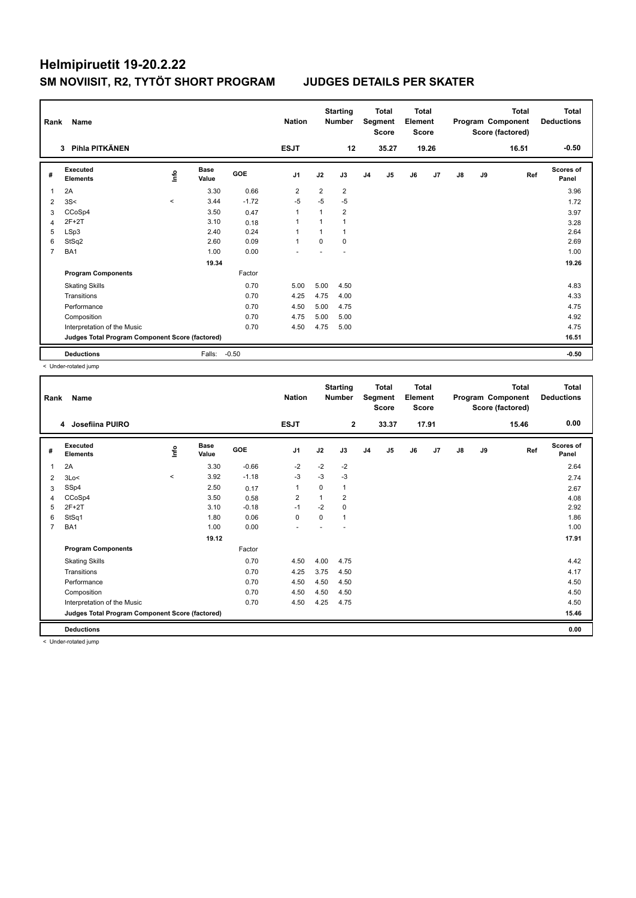# Helmipiruetit 19-20.2.22

## SM NOVIISIT, R2, TYTÖT SHORT PROGRAM JUDGES DETAILS PER SKATER

| Rank | Name | Nation | Starting Number | Total Segment Score | Total Element Score | Total Program Component Score (factored) | Total Deductions |
|---|---|---|---|---|---|---|---|
| 3 | Pihla PITKÄNEN | ESJT | 12 | 35.27 | 19.26 | 16.51 | -0.50 |

| # | Executed Elements | Info | Base Value | GOE | J1 | J2 | J3 | J4 | J5 | J6 | J7 | J8 | J9 | Ref | Scores of Panel |
|---|---|---|---|---|---|---|---|---|---|---|---|---|---|---|---|
| 1 | 2A | | 3.30 | 0.66 | 2 | 2 | 2 | | | | | | | | 3.96 |
| 2 | 3S< | < | 3.44 | -1.72 | -5 | -5 | -5 | | | | | | | | 1.72 |
| 3 | CCoSp4 | | 3.50 | 0.47 | 1 | 1 | 2 | | | | | | | | 3.97 |
| 4 | 2F+2T | | 3.10 | 0.18 | 1 | 1 | 1 | | | | | | | | 3.28 |
| 5 | LSp3 | | 2.40 | 0.24 | 1 | 1 | 1 | | | | | | | | 2.64 |
| 6 | StSq2 | | 2.60 | 0.09 | 1 | 0 | 0 | | | | | | | | 2.69 |
| 7 | BA1 | | 1.00 | 0.00 | - | - | - | | | | | | | | 1.00 |
| | | | 19.34 | | | | | | | | | | | | 19.26 |
| | **Program Components** | | | Factor | | | | | | | | | | | |
| | Skating Skills | | | 0.70 | 5.00 | 5.00 | 4.50 | | | | | | | | 4.83 |
| | Transitions | | | 0.70 | 4.25 | 4.75 | 4.00 | | | | | | | | 4.33 |
| | Performance | | | 0.70 | 4.50 | 5.00 | 4.75 | | | | | | | | 4.75 |
| | Composition | | | 0.70 | 4.75 | 5.00 | 5.00 | | | | | | | | 4.92 |
| | Interpretation of the Music | | | 0.70 | 4.50 | 4.75 | 5.00 | | | | | | | | 4.75 |
| | **Judges Total Program Component Score (factored)** | | | | | | | | | | | | | | 16.51 |
| | **Deductions** | | Falls: | -0.50 | | | | | | | | | | | -0.50 |

< Under-rotated jump

| Rank | Name | Nation | Starting Number | Total Segment Score | Total Element Score | Total Program Component Score (factored) | Total Deductions |
|---|---|---|---|---|---|---|---|
| 4 | Josefiina PUIRO | ESJT | 2 | 33.37 | 17.91 | 15.46 | 0.00 |

| # | Executed Elements | Info | Base Value | GOE | J1 | J2 | J3 | J4 | J5 | J6 | J7 | J8 | J9 | Ref | Scores of Panel |
|---|---|---|---|---|---|---|---|---|---|---|---|---|---|---|---|
| 1 | 2A | | 3.30 | -0.66 | -2 | -2 | -2 | | | | | | | | 2.64 |
| 2 | 3Lo< | < | 3.92 | -1.18 | -3 | -3 | -3 | | | | | | | | 2.74 |
| 3 | SSp4 | | 2.50 | 0.17 | 1 | 0 | 1 | | | | | | | | 2.67 |
| 4 | CCoSp4 | | 3.50 | 0.58 | 2 | 1 | 2 | | | | | | | | 4.08 |
| 5 | 2F+2T | | 3.10 | -0.18 | -1 | -2 | 0 | | | | | | | | 2.92 |
| 6 | StSq1 | | 1.80 | 0.06 | 0 | 0 | 1 | | | | | | | | 1.86 |
| 7 | BA1 | | 1.00 | 0.00 | - | - | - | | | | | | | | 1.00 |
| | | | 19.12 | | | | | | | | | | | | 17.91 |
| | **Program Components** | | | Factor | | | | | | | | | | | |
| | Skating Skills | | | 0.70 | 4.50 | 4.00 | 4.75 | | | | | | | | 4.42 |
| | Transitions | | | 0.70 | 4.25 | 3.75 | 4.50 | | | | | | | | 4.17 |
| | Performance | | | 0.70 | 4.50 | 4.50 | 4.50 | | | | | | | | 4.50 |
| | Composition | | | 0.70 | 4.50 | 4.50 | 4.50 | | | | | | | | 4.50 |
| | Interpretation of the Music | | | 0.70 | 4.50 | 4.25 | 4.75 | | | | | | | | 4.50 |
| | **Judges Total Program Component Score (factored)** | | | | | | | | | | | | | | 15.46 |
| | **Deductions** | | | | | | | | | | | | | | 0.00 |

< Under-rotated jump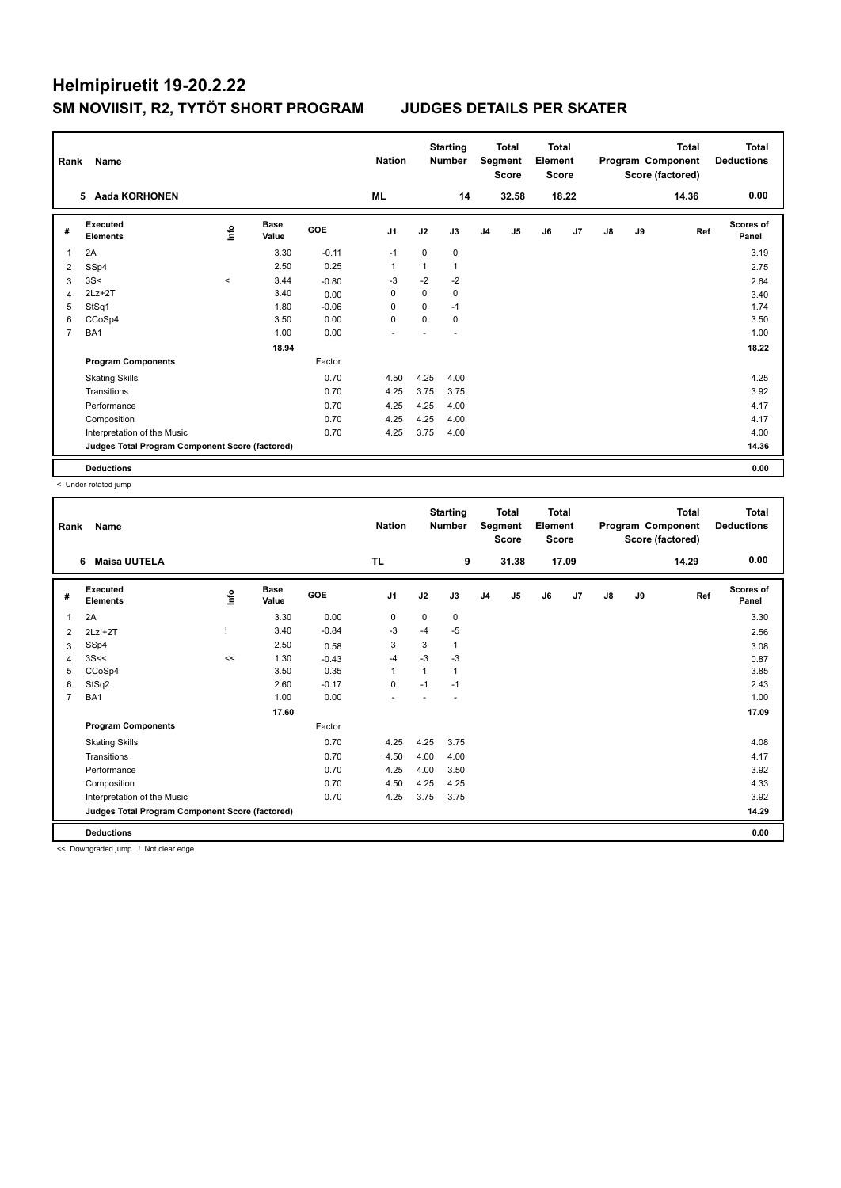# Helmipiruetit 19-20.2.22

## SM NOVIISIT, R2, TYTÖT SHORT PROGRAM JUDGES DETAILS PER SKATER

| Rank | Name | Nation | Starting Number | Total Segment Score | Total Element Score | Total Program Component Score (factored) | Total Deductions |
|---|---|---|---|---|---|---|---|
| 5 | Aada KORHONEN | ML | 14 | 32.58 | 18.22 | 14.36 | 0.00 |

| # | Executed Elements | Info | Base Value | GOE | J1 | J2 | J3 | J4 | J5 | J6 | J7 | J8 | J9 | Ref | Scores of Panel |
|---|---|---|---|---|---|---|---|---|---|---|---|---|---|---|---|
| 1 | 2A | | 3.30 | -0.11 | -1 | 0 | 0 | | | | | | | | 3.19 |
| 2 | SSp4 | | 2.50 | 0.25 | 1 | 1 | 1 | | | | | | | | 2.75 |
| 3 | 3S< | < | 3.44 | -0.80 | -3 | -2 | -2 | | | | | | | | 2.64 |
| 4 | 2Lz+2T | | 3.40 | 0.00 | 0 | 0 | 0 | | | | | | | | 3.40 |
| 5 | StSq1 | | 1.80 | -0.06 | 0 | 0 | -1 | | | | | | | | 1.74 |
| 6 | CCoSp4 | | 3.50 | 0.00 | 0 | 0 | 0 | | | | | | | | 3.50 |
| 7 | BA1 | | 1.00 | 0.00 | - | - | - | | | | | | | | 1.00 |
| | | | 18.94 | | | | | | | | | | | | 18.22 |
| | **Program Components** | | | Factor | | | | | | | | | | | |
| | Skating Skills | | | 0.70 | 4.50 | 4.25 | 4.00 | | | | | | | | 4.25 |
| | Transitions | | | 0.70 | 4.25 | 3.75 | 3.75 | | | | | | | | 3.92 |
| | Performance | | | 0.70 | 4.25 | 4.25 | 4.00 | | | | | | | | 4.17 |
| | Composition | | | 0.70 | 4.25 | 4.25 | 4.00 | | | | | | | | 4.17 |
| | Interpretation of the Music | | | 0.70 | 4.25 | 3.75 | 4.00 | | | | | | | | 4.00 |
| | **Judges Total Program Component Score (factored)** | | | | | | | | | | | | | | 14.36 |
| | **Deductions** | | | | | | | | | | | | | | 0.00 |

< Under-rotated jump

| Rank | Name | Nation | Starting Number | Total Segment Score | Total Element Score | Total Program Component Score (factored) | Total Deductions |
|---|---|---|---|---|---|---|---|
| 6 | Maisa UUTELA | TL | 9 | 31.38 | 17.09 | 14.29 | 0.00 |

| # | Executed Elements | Info | Base Value | GOE | J1 | J2 | J3 | J4 | J5 | J6 | J7 | J8 | J9 | Ref | Scores of Panel |
|---|---|---|---|---|---|---|---|---|---|---|---|---|---|---|---|
| 1 | 2A | | 3.30 | 0.00 | 0 | 0 | 0 | | | | | | | | 3.30 |
| 2 | 2Lz!+2T | ! | 3.40 | -0.84 | -3 | -4 | -5 | | | | | | | | 2.56 |
| 3 | SSp4 | | 2.50 | 0.58 | 3 | 3 | 1 | | | | | | | | 3.08 |
| 4 | 3S<< | << | 1.30 | -0.43 | -4 | -3 | -3 | | | | | | | | 0.87 |
| 5 | CCoSp4 | | 3.50 | 0.35 | 1 | 1 | 1 | | | | | | | | 3.85 |
| 6 | StSq2 | | 2.60 | -0.17 | 0 | -1 | -1 | | | | | | | | 2.43 |
| 7 | BA1 | | 1.00 | 0.00 | - | - | - | | | | | | | | 1.00 |
| | | | 17.60 | | | | | | | | | | | | 17.09 |
| | **Program Components** | | | Factor | | | | | | | | | | | |
| | Skating Skills | | | 0.70 | 4.25 | 4.25 | 3.75 | | | | | | | | 4.08 |
| | Transitions | | | 0.70 | 4.50 | 4.00 | 4.00 | | | | | | | | 4.17 |
| | Performance | | | 0.70 | 4.25 | 4.00 | 3.50 | | | | | | | | 3.92 |
| | Composition | | | 0.70 | 4.50 | 4.25 | 4.25 | | | | | | | | 4.33 |
| | Interpretation of the Music | | | 0.70 | 4.25 | 3.75 | 3.75 | | | | | | | | 3.92 |
| | **Judges Total Program Component Score (factored)** | | | | | | | | | | | | | | 14.29 |
| | **Deductions** | | | | | | | | | | | | | | 0.00 |

<< Downgraded jump ! Not clear edge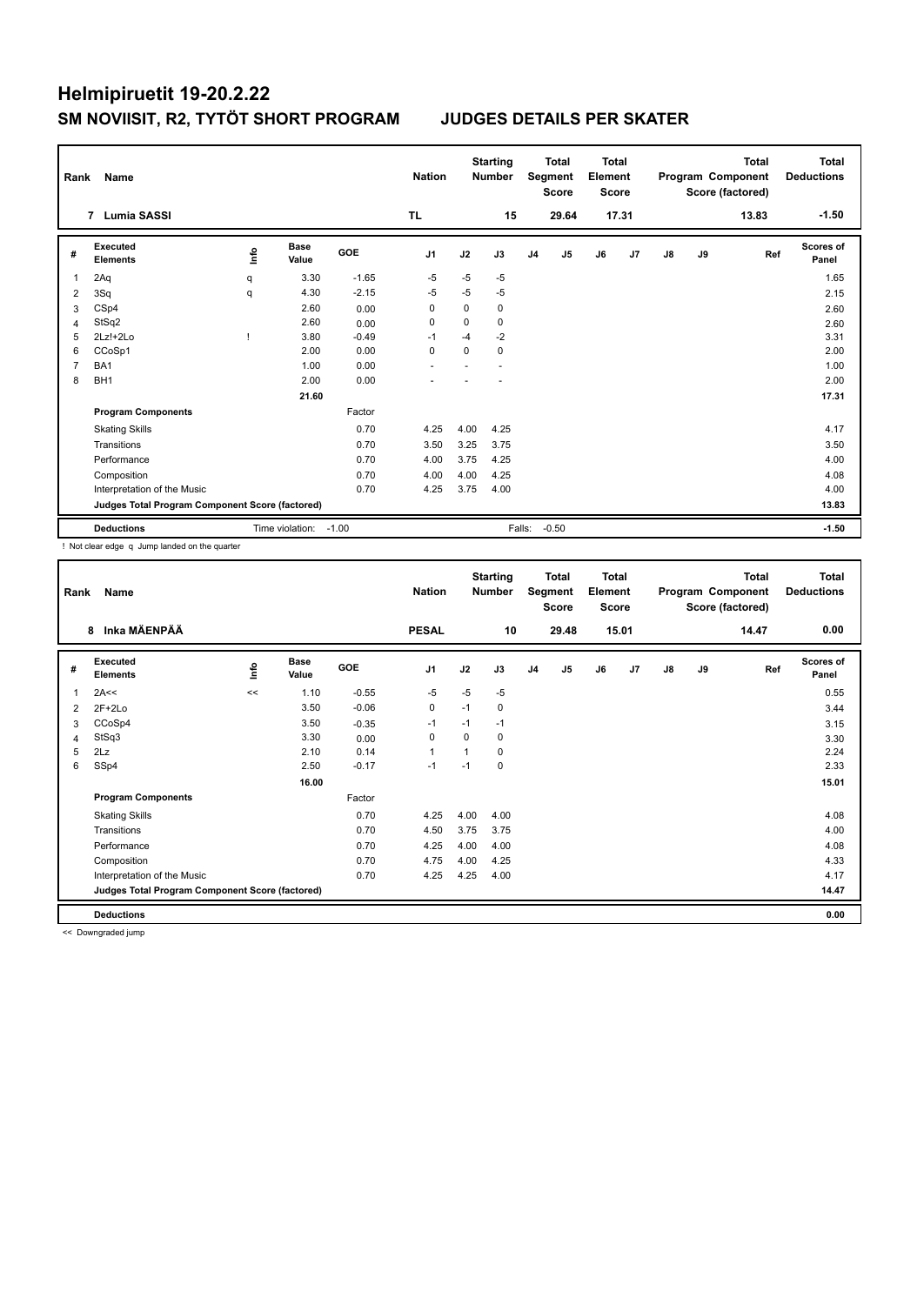# Helmipiruetit 19-20.2.22

## SM NOVIISIT, R2, TYTÖT SHORT PROGRAM　　JUDGES DETAILS PER SKATER

| Rank | Name | Nation | Starting Number | Total Segment Score | Total Element Score | Total Program Component Score (factored) | Total Deductions |
|---|---|---|---|---|---|---|---|
| 7 | Lumia SASSI | TL | 15 | 29.64 | 17.31 | 13.83 | -1.50 |

| # | Executed Elements | Info | Base Value | GOE | J1 | J2 | J3 | J4 | J5 | J6 | J7 | J8 | J9 | Ref | Scores of Panel |
|---|---|---|---|---|---|---|---|---|---|---|---|---|---|---|---|
| 1 | 2Aq | q | 3.30 | -1.65 | -5 | -5 | -5 | | | | | | | | 1.65 |
| 2 | 3Sq | q | 4.30 | -2.15 | -5 | -5 | -5 | | | | | | | | 2.15 |
| 3 | CSp4 | | 2.60 | 0.00 | 0 | 0 | 0 | | | | | | | | 2.60 |
| 4 | StSq2 | | 2.60 | 0.00 | 0 | 0 | 0 | | | | | | | | 2.60 |
| 5 | 2Lz!+2Lo | ! | 3.80 | -0.49 | -1 | -4 | -2 | | | | | | | | 3.31 |
| 6 | CCoSp1 | | 2.00 | 0.00 | 0 | 0 | 0 | | | | | | | | 2.00 |
| 7 | BA1 | | 1.00 | 0.00 | - | - | - | | | | | | | | 1.00 |
| 8 | BH1 | | 2.00 | 0.00 | - | - | - | | | | | | | | 2.00 |
| | | | 21.60 | | | | | | | | | | | | 17.31 |
| | **Program Components** | | | Factor | | | | | | | | | | | |
| | Skating Skills | | | 0.70 | 4.25 | 4.00 | 4.25 | | | | | | | | 4.17 |
| | Transitions | | | 0.70 | 3.50 | 3.25 | 3.75 | | | | | | | | 3.50 |
| | Performance | | | 0.70 | 4.00 | 3.75 | 4.25 | | | | | | | | 4.00 |
| | Composition | | | 0.70 | 4.00 | 4.00 | 4.25 | | | | | | | | 4.08 |
| | Interpretation of the Music | | | 0.70 | 4.25 | 3.75 | 4.00 | | | | | | | | 4.00 |
| | **Judges Total Program Component Score (factored)** | | | | | | | | | | | | | | 13.83 |
| | **Deductions** | | Time violation: | -1.00 | | | Falls: | -0.50 | | | | | | | -1.50 |

! Not clear edge q Jump landed on the quarter

| Rank | Name | Nation | Starting Number | Total Segment Score | Total Element Score | Total Program Component Score (factored) | Total Deductions |
|---|---|---|---|---|---|---|---|
| 8 | Inka MÄENPÄÄ | PESAL | 10 | 29.48 | 15.01 | 14.47 | 0.00 |

| # | Executed Elements | Info | Base Value | GOE | J1 | J2 | J3 | J4 | J5 | J6 | J7 | J8 | J9 | Ref | Scores of Panel |
|---|---|---|---|---|---|---|---|---|---|---|---|---|---|---|---|
| 1 | 2A<< | << | 1.10 | -0.55 | -5 | -5 | -5 | | | | | | | | 0.55 |
| 2 | 2F+2Lo | | 3.50 | -0.06 | 0 | -1 | 0 | | | | | | | | 3.44 |
| 3 | CCoSp4 | | 3.50 | -0.35 | -1 | -1 | -1 | | | | | | | | 3.15 |
| 4 | StSq3 | | 3.30 | 0.00 | 0 | 0 | 0 | | | | | | | | 3.30 |
| 5 | 2Lz | | 2.10 | 0.14 | 1 | 1 | 0 | | | | | | | | 2.24 |
| 6 | SSp4 | | 2.50 | -0.17 | -1 | -1 | 0 | | | | | | | | 2.33 |
| | | | 16.00 | | | | | | | | | | | | 15.01 |
| | **Program Components** | | | Factor | | | | | | | | | | | |
| | Skating Skills | | | 0.70 | 4.25 | 4.00 | 4.00 | | | | | | | | 4.08 |
| | Transitions | | | 0.70 | 4.50 | 3.75 | 3.75 | | | | | | | | 4.00 |
| | Performance | | | 0.70 | 4.25 | 4.00 | 4.00 | | | | | | | | 4.08 |
| | Composition | | | 0.70 | 4.75 | 4.00 | 4.25 | | | | | | | | 4.33 |
| | Interpretation of the Music | | | 0.70 | 4.25 | 4.25 | 4.00 | | | | | | | | 4.17 |
| | **Judges Total Program Component Score (factored)** | | | | | | | | | | | | | | 14.47 |
| | **Deductions** | | | | | | | | | | | | | | 0.00 |

<< Downgraded jump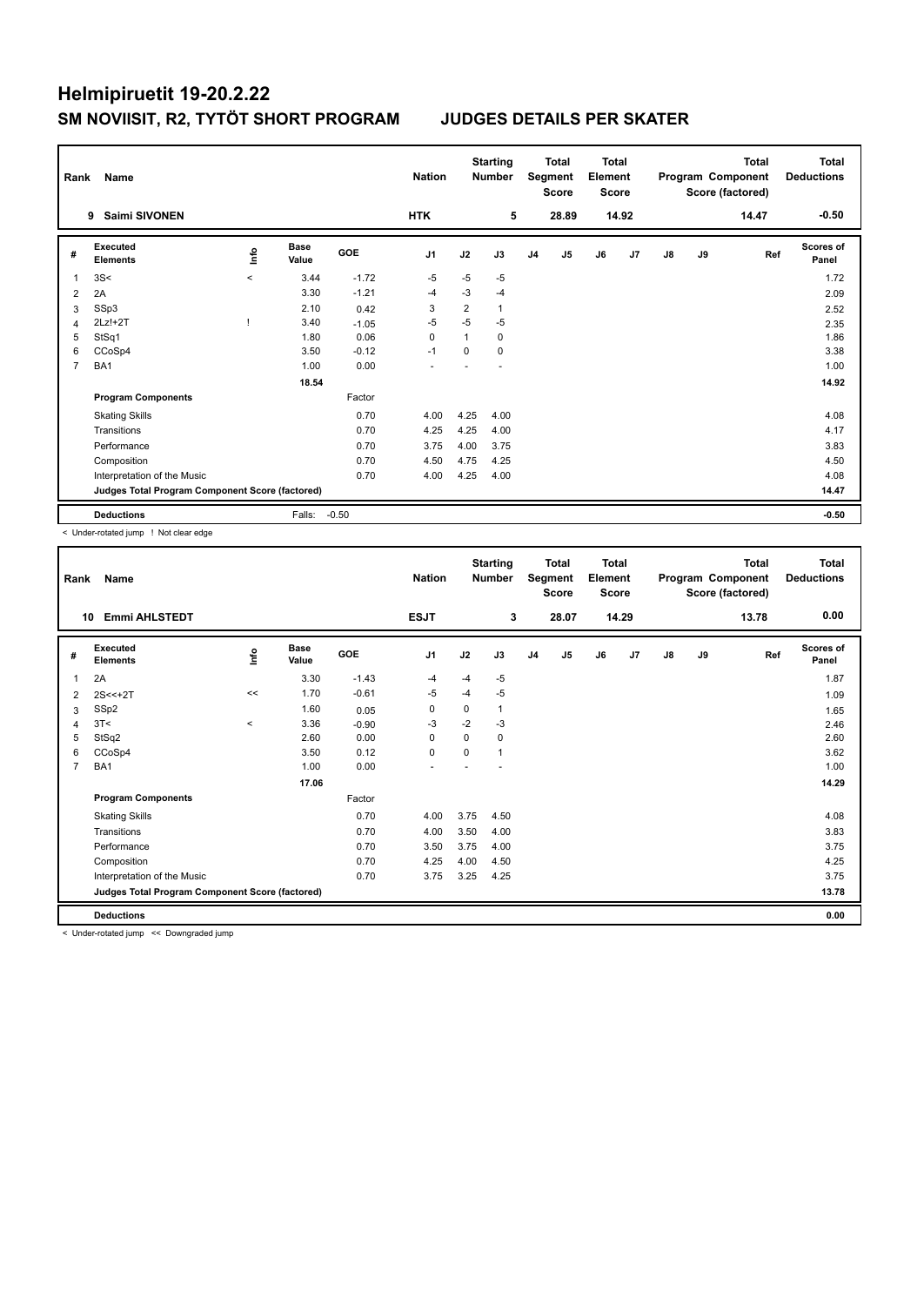# Helmipiruetit 19-20.2.22

## SM NOVIISIT, R2, TYTÖT SHORT PROGRAM JUDGES DETAILS PER SKATER

| Rank | Name | Nation | Starting Number | Total Segment Score | Total Element Score | Total Program Component Score (factored) | Total Deductions |
|---|---|---|---|---|---|---|---|
| 9 | Saimi SIVONEN | HTK | 5 | 28.89 | 14.92 | 14.47 | -0.50 |

| # | Executed Elements | Info | Base Value | GOE | J1 | J2 | J3 | J4 | J5 | J6 | J7 | J8 | J9 | Ref | Scores of Panel |
|---|---|---|---|---|---|---|---|---|---|---|---|---|---|---|---|
| 1 | 3S< | < | 3.44 | -1.72 | -5 | -5 | -5 | | | | | | | | 1.72 |
| 2 | 2A | | 3.30 | -1.21 | -4 | -3 | -4 | | | | | | | | 2.09 |
| 3 | SSp3 | | 2.10 | 0.42 | 3 | 2 | 1 | | | | | | | | 2.52 |
| 4 | 2Lz!+2T | ! | 3.40 | -1.05 | -5 | -5 | -5 | | | | | | | | 2.35 |
| 5 | StSq1 | | 1.80 | 0.06 | 0 | 1 | 0 | | | | | | | | 1.86 |
| 6 | CCoSp4 | | 3.50 | -0.12 | -1 | 0 | 0 | | | | | | | | 3.38 |
| 7 | BA1 | | 1.00 | 0.00 | - | - | - | | | | | | | | 1.00 |
| | | | 18.54 | | | | | | | | | | | | 14.92 |
| | **Program Components** | | | Factor | | | | | | | | | | | |
| | Skating Skills | | | 0.70 | 4.00 | 4.25 | 4.00 | | | | | | | | 4.08 |
| | Transitions | | | 0.70 | 4.25 | 4.25 | 4.00 | | | | | | | | 4.17 |
| | Performance | | | 0.70 | 3.75 | 4.00 | 3.75 | | | | | | | | 3.83 |
| | Composition | | | 0.70 | 4.50 | 4.75 | 4.25 | | | | | | | | 4.50 |
| | Interpretation of the Music | | | 0.70 | 4.00 | 4.25 | 4.00 | | | | | | | | 4.08 |
| | **Judges Total Program Component Score (factored)** | | | | | | | | | | | | | | 14.47 |
| | **Deductions** | | Falls: | -0.50 | | | | | | | | | | | -0.50 |

< Under-rotated jump ! Not clear edge

| Rank | Name | Nation | Starting Number | Total Segment Score | Total Element Score | Total Program Component Score (factored) | Total Deductions |
|---|---|---|---|---|---|---|---|
| 10 | Emmi AHLSTEDT | ESJT | 3 | 28.07 | 14.29 | 13.78 | 0.00 |

| # | Executed Elements | Info | Base Value | GOE | J1 | J2 | J3 | J4 | J5 | J6 | J7 | J8 | J9 | Ref | Scores of Panel |
|---|---|---|---|---|---|---|---|---|---|---|---|---|---|---|---|
| 1 | 2A | | 3.30 | -1.43 | -4 | -4 | -5 | | | | | | | | 1.87 |
| 2 | 2S<<+2T | << | 1.70 | -0.61 | -5 | -4 | -5 | | | | | | | | 1.09 |
| 3 | SSp2 | | 1.60 | 0.05 | 0 | 0 | 1 | | | | | | | | 1.65 |
| 4 | 3T< | < | 3.36 | -0.90 | -3 | -2 | -3 | | | | | | | | 2.46 |
| 5 | StSq2 | | 2.60 | 0.00 | 0 | 0 | 0 | | | | | | | | 2.60 |
| 6 | CCoSp4 | | 3.50 | 0.12 | 0 | 0 | 1 | | | | | | | | 3.62 |
| 7 | BA1 | | 1.00 | 0.00 | - | - | - | | | | | | | | 1.00 |
| | | | 17.06 | | | | | | | | | | | | 14.29 |
| | **Program Components** | | | Factor | | | | | | | | | | | |
| | Skating Skills | | | 0.70 | 4.00 | 3.75 | 4.50 | | | | | | | | 4.08 |
| | Transitions | | | 0.70 | 4.00 | 3.50 | 4.00 | | | | | | | | 3.83 |
| | Performance | | | 0.70 | 3.50 | 3.75 | 4.00 | | | | | | | | 3.75 |
| | Composition | | | 0.70 | 4.25 | 4.00 | 4.50 | | | | | | | | 4.25 |
| | Interpretation of the Music | | | 0.70 | 3.75 | 3.25 | 4.25 | | | | | | | | 3.75 |
| | **Judges Total Program Component Score (factored)** | | | | | | | | | | | | | | 13.78 |
| | **Deductions** | | | | | | | | | | | | | | 0.00 |

< Under-rotated jump << Downgraded jump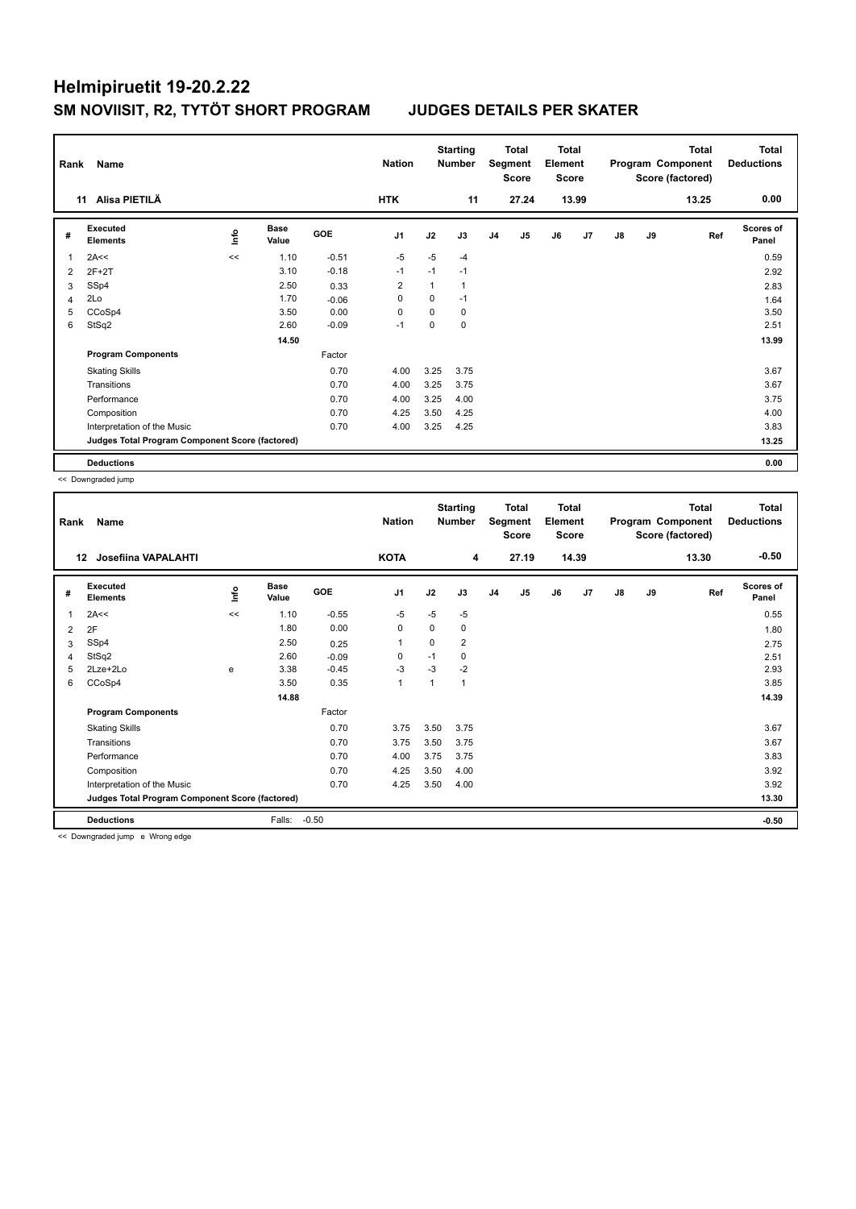# Helmipiruetit 19-20.2.22

## SM NOVIISIT, R2, TYTÖT SHORT PROGRAM JUDGES DETAILS PER SKATER

| Rank | Name | Nation | Starting Number | Total Segment Score | Total Element Score | Total Program Component Score (factored) | Total Deductions |
|---|---|---|---|---|---|---|---|
| 11 | Alisa PIETILÄ | HTK | 11 | 27.24 | 13.99 | 13.25 | 0.00 |

| # | Executed Elements | Info | Base Value | GOE | J1 | J2 | J3 | J4 | J5 | J6 | J7 | J8 | J9 | Ref | Scores of Panel |
|---|---|---|---|---|---|---|---|---|---|---|---|---|---|---|---|
| 1 | 2A<< | << | 1.10 | -0.51 | -5 | -5 | -4 | | | | | | | | 0.59 |
| 2 | 2F+2T | | 3.10 | -0.18 | -1 | -1 | -1 | | | | | | | | 2.92 |
| 3 | SSp4 | | 2.50 | 0.33 | 2 | 1 | 1 | | | | | | | | 2.83 |
| 4 | 2Lo | | 1.70 | -0.06 | 0 | 0 | -1 | | | | | | | | 1.64 |
| 5 | CCoSp4 | | 3.50 | 0.00 | 0 | 0 | 0 | | | | | | | | 3.50 |
| 6 | StSq2 | | 2.60 | -0.09 | -1 | 0 | 0 | | | | | | | | 2.51 |
| | | | 14.50 | | | | | | | | | | | | 13.99 |
| | **Program Components** | | | Factor | | | | | | | | | | | |
| | Skating Skills | | | 0.70 | 4.00 | 3.25 | 3.75 | | | | | | | | 3.67 |
| | Transitions | | | 0.70 | 4.00 | 3.25 | 3.75 | | | | | | | | 3.67 |
| | Performance | | | 0.70 | 4.00 | 3.25 | 4.00 | | | | | | | | 3.75 |
| | Composition | | | 0.70 | 4.25 | 3.50 | 4.25 | | | | | | | | 4.00 |
| | Interpretation of the Music | | | 0.70 | 4.00 | 3.25 | 4.25 | | | | | | | | 3.83 |
| | **Judges Total Program Component Score (factored)** | | | | | | | | | | | | | | 13.25 |
| | **Deductions** | | | | | | | | | | | | | | 0.00 |

<< Downgraded jump

| Rank | Name | Nation | Starting Number | Total Segment Score | Total Element Score | Total Program Component Score (factored) | Total Deductions |
|---|---|---|---|---|---|---|---|
| 12 | Josefiina VAPALAHTI | KOTA | 4 | 27.19 | 14.39 | 13.30 | -0.50 |

| # | Executed Elements | Info | Base Value | GOE | J1 | J2 | J3 | J4 | J5 | J6 | J7 | J8 | J9 | Ref | Scores of Panel |
|---|---|---|---|---|---|---|---|---|---|---|---|---|---|---|---|
| 1 | 2A<< | << | 1.10 | -0.55 | -5 | -5 | -5 | | | | | | | | 0.55 |
| 2 | 2F | | 1.80 | 0.00 | 0 | 0 | 0 | | | | | | | | 1.80 |
| 3 | SSp4 | | 2.50 | 0.25 | 1 | 0 | 2 | | | | | | | | 2.75 |
| 4 | StSq2 | | 2.60 | -0.09 | 0 | -1 | 0 | | | | | | | | 2.51 |
| 5 | 2Lze+2Lo | e | 3.38 | -0.45 | -3 | -3 | -2 | | | | | | | | 2.93 |
| 6 | CCoSp4 | | 3.50 | 0.35 | 1 | 1 | 1 | | | | | | | | 3.85 |
| | | | 14.88 | | | | | | | | | | | | 14.39 |
| | **Program Components** | | | Factor | | | | | | | | | | | |
| | Skating Skills | | | 0.70 | 3.75 | 3.50 | 3.75 | | | | | | | | 3.67 |
| | Transitions | | | 0.70 | 3.75 | 3.50 | 3.75 | | | | | | | | 3.67 |
| | Performance | | | 0.70 | 4.00 | 3.75 | 3.75 | | | | | | | | 3.83 |
| | Composition | | | 0.70 | 4.25 | 3.50 | 4.00 | | | | | | | | 3.92 |
| | Interpretation of the Music | | | 0.70 | 4.25 | 3.50 | 4.00 | | | | | | | | 3.92 |
| | **Judges Total Program Component Score (factored)** | | | | | | | | | | | | | | 13.30 |
| | **Deductions** | | Falls: | -0.50 | | | | | | | | | | | -0.50 |

<< Downgraded jump e Wrong edge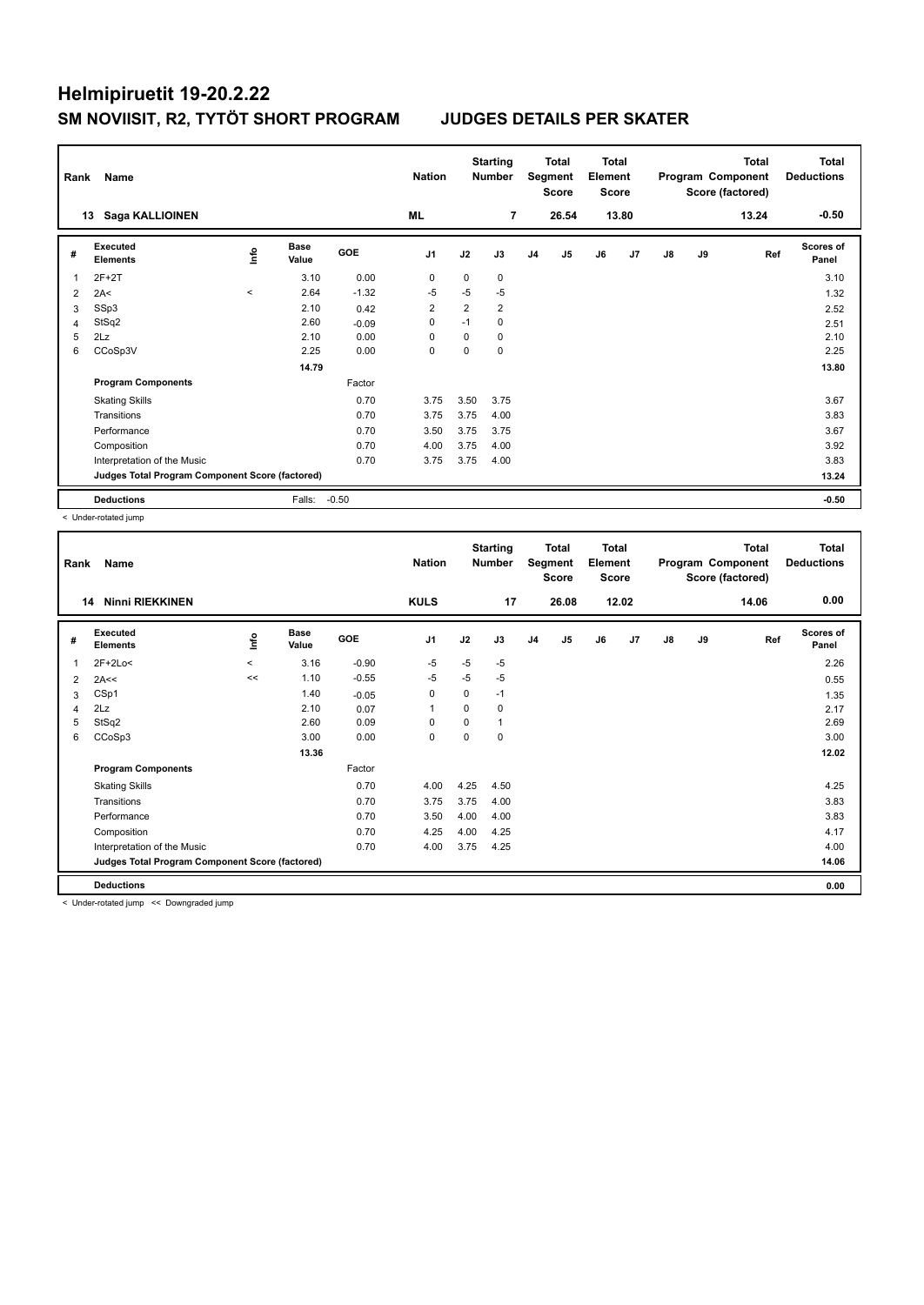# Helmipiruetit 19-20.2.22

## SM NOVIISIT, R2, TYTÖT SHORT PROGRAM    JUDGES DETAILS PER SKATER

| Rank | Name | Nation | Starting Number | Total Segment Score | Total Element Score | Total Program Component Score (factored) | Total Deductions |
|---|---|---|---|---|---|---|---|
| 13 | Saga KALLIOINEN | ML | 7 | 26.54 | 13.80 | 13.24 | -0.50 |

| # | Executed Elements | Info | Base Value | GOE | J1 | J2 | J3 | J4 | J5 | J6 | J7 | J8 | J9 | Ref | Scores of Panel |
|---|---|---|---|---|---|---|---|---|---|---|---|---|---|---|---|
| 1 | 2F+2T | | 3.10 | 0.00 | 0 | 0 | 0 | | | | | | | | 3.10 |
| 2 | 2A< | < | 2.64 | -1.32 | -5 | -5 | -5 | | | | | | | | 1.32 |
| 3 | SSp3 | | 2.10 | 0.42 | 2 | 2 | 2 | | | | | | | | 2.52 |
| 4 | StSq2 | | 2.60 | -0.09 | 0 | -1 | 0 | | | | | | | | 2.51 |
| 5 | 2Lz | | 2.10 | 0.00 | 0 | 0 | 0 | | | | | | | | 2.10 |
| 6 | CCoSp3V | | 2.25 | 0.00 | 0 | 0 | 0 | | | | | | | | 2.25 |
| | | | 14.79 | | | | | | | | | | | | 13.80 |
| | **Program Components** | | | Factor | | | | | | | | | | | |
| | Skating Skills | | | 0.70 | 3.75 | 3.50 | 3.75 | | | | | | | | 3.67 |
| | Transitions | | | 0.70 | 3.75 | 3.75 | 4.00 | | | | | | | | 3.83 |
| | Performance | | | 0.70 | 3.50 | 3.75 | 3.75 | | | | | | | | 3.67 |
| | Composition | | | 0.70 | 4.00 | 3.75 | 4.00 | | | | | | | | 3.92 |
| | Interpretation of the Music | | | 0.70 | 3.75 | 3.75 | 4.00 | | | | | | | | 3.83 |
| | **Judges Total Program Component Score (factored)** | | | | | | | | | | | | | | 13.24 |
| | **Deductions** | | Falls: | -0.50 | | | | | | | | | | | -0.50 |

< Under-rotated jump

| Rank | Name | Nation | Starting Number | Total Segment Score | Total Element Score | Total Program Component Score (factored) | Total Deductions |
|---|---|---|---|---|---|---|---|
| 14 | Ninni RIEKKINEN | KULS | 17 | 26.08 | 12.02 | 14.06 | 0.00 |

| # | Executed Elements | Info | Base Value | GOE | J1 | J2 | J3 | J4 | J5 | J6 | J7 | J8 | J9 | Ref | Scores of Panel |
|---|---|---|---|---|---|---|---|---|---|---|---|---|---|---|---|
| 1 | 2F+2Lo< | < | 3.16 | -0.90 | -5 | -5 | -5 | | | | | | | | 2.26 |
| 2 | 2A<< | << | 1.10 | -0.55 | -5 | -5 | -5 | | | | | | | | 0.55 |
| 3 | CSp1 | | 1.40 | -0.05 | 0 | 0 | -1 | | | | | | | | 1.35 |
| 4 | 2Lz | | 2.10 | 0.07 | 1 | 0 | 0 | | | | | | | | 2.17 |
| 5 | StSq2 | | 2.60 | 0.09 | 0 | 0 | 1 | | | | | | | | 2.69 |
| 6 | CCoSp3 | | 3.00 | 0.00 | 0 | 0 | 0 | | | | | | | | 3.00 |
| | | | 13.36 | | | | | | | | | | | | 12.02 |
| | **Program Components** | | | Factor | | | | | | | | | | | |
| | Skating Skills | | | 0.70 | 4.00 | 4.25 | 4.50 | | | | | | | | 4.25 |
| | Transitions | | | 0.70 | 3.75 | 3.75 | 4.00 | | | | | | | | 3.83 |
| | Performance | | | 0.70 | 3.50 | 4.00 | 4.00 | | | | | | | | 3.83 |
| | Composition | | | 0.70 | 4.25 | 4.00 | 4.25 | | | | | | | | 4.17 |
| | Interpretation of the Music | | | 0.70 | 4.00 | 3.75 | 4.25 | | | | | | | | 4.00 |
| | **Judges Total Program Component Score (factored)** | | | | | | | | | | | | | | 14.06 |
| | **Deductions** | | | | | | | | | | | | | | 0.00 |

< Under-rotated jump << Downgraded jump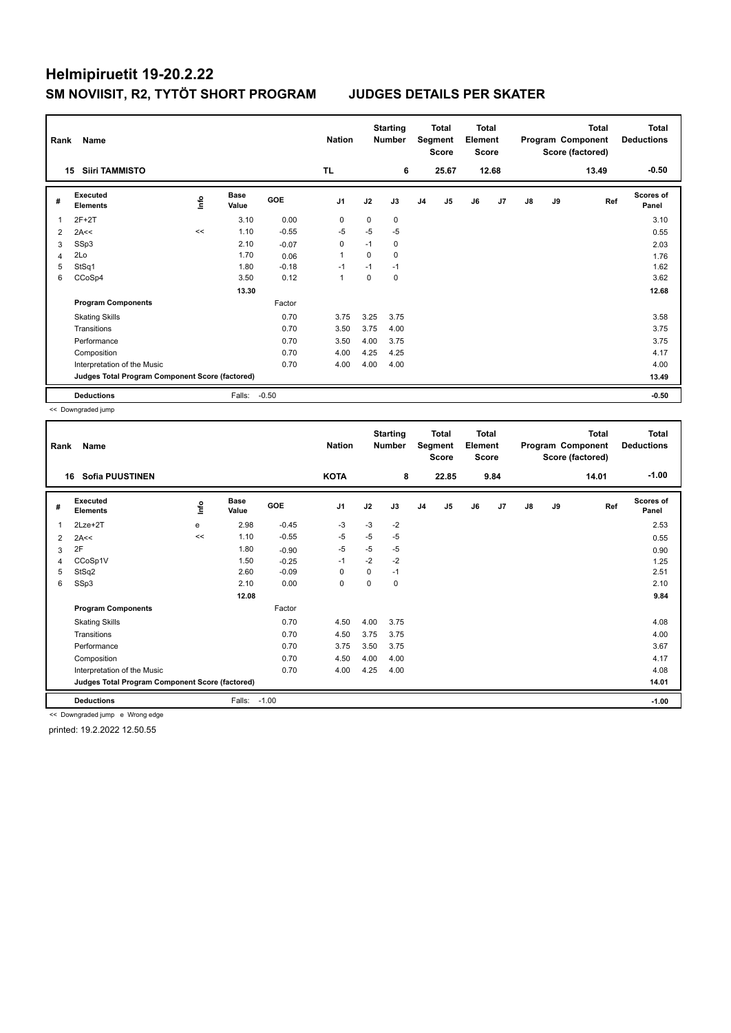# Helmipiruetit 19-20.2.22

## SM NOVIISIT, R2, TYTÖT SHORT PROGRAM JUDGES DETAILS PER SKATER

| Rank | Name | Nation | Starting Number | Total Segment Score | Total Element Score | Total Program Component Score (factored) | Total Deductions |
|---|---|---|---|---|---|---|---|
| 15 | Siiri TAMMISTO | TL | 6 | 25.67 | 12.68 | 13.49 | -0.50 |

| # | Executed Elements | Info | Base Value | GOE | J1 | J2 | J3 | J4 | J5 | J6 | J7 | J8 | J9 | Ref | Scores of Panel |
|---|---|---|---|---|---|---|---|---|---|---|---|---|---|---|---|
| 1 | 2F+2T | | 3.10 | 0.00 | 0 | 0 | 0 | | | | | | | | 3.10 |
| 2 | 2A<< | << | 1.10 | -0.55 | -5 | -5 | -5 | | | | | | | | 0.55 |
| 3 | SSp3 | | 2.10 | -0.07 | 0 | -1 | 0 | | | | | | | | 2.03 |
| 4 | 2Lo | | 1.70 | 0.06 | 1 | 0 | 0 | | | | | | | | 1.76 |
| 5 | StSq1 | | 1.80 | -0.18 | -1 | -1 | -1 | | | | | | | | 1.62 |
| 6 | CCoSp4 | | 3.50 | 0.12 | 1 | 0 | 0 | | | | | | | | 3.62 |
| | | | 13.30 | | | | | | | | | | | | 12.68 |
| | **Program Components** | | | Factor | | | | | | | | | | | |
| | Skating Skills | | | 0.70 | 3.75 | 3.25 | 3.75 | | | | | | | | 3.58 |
| | Transitions | | | 0.70 | 3.50 | 3.75 | 4.00 | | | | | | | | 3.75 |
| | Performance | | | 0.70 | 3.50 | 4.00 | 3.75 | | | | | | | | 3.75 |
| | Composition | | | 0.70 | 4.00 | 4.25 | 4.25 | | | | | | | | 4.17 |
| | Interpretation of the Music | | | 0.70 | 4.00 | 4.00 | 4.00 | | | | | | | | 4.00 |
| | **Judges Total Program Component Score (factored)** | | | | | | | | | | | | | | 13.49 |
| | **Deductions** | | Falls: | -0.50 | | | | | | | | | | | -0.50 |

<< Downgraded jump

| Rank | Name | Nation | Starting Number | Total Segment Score | Total Element Score | Total Program Component Score (factored) | Total Deductions |
|---|---|---|---|---|---|---|---|
| 16 | Sofia PUUSTINEN | KOTA | 8 | 22.85 | 9.84 | 14.01 | -1.00 |

| # | Executed Elements | Info | Base Value | GOE | J1 | J2 | J3 | J4 | J5 | J6 | J7 | J8 | J9 | Ref | Scores of Panel |
|---|---|---|---|---|---|---|---|---|---|---|---|---|---|---|---|
| 1 | 2Lze+2T | e | 2.98 | -0.45 | -3 | -3 | -2 | | | | | | | | 2.53 |
| 2 | 2A<< | << | 1.10 | -0.55 | -5 | -5 | -5 | | | | | | | | 0.55 |
| 3 | 2F | | 1.80 | -0.90 | -5 | -5 | -5 | | | | | | | | 0.90 |
| 4 | CCoSp1V | | 1.50 | -0.25 | -1 | -2 | -2 | | | | | | | | 1.25 |
| 5 | StSq2 | | 2.60 | -0.09 | 0 | 0 | -1 | | | | | | | | 2.51 |
| 6 | SSp3 | | 2.10 | 0.00 | 0 | 0 | 0 | | | | | | | | 2.10 |
| | | | 12.08 | | | | | | | | | | | | 9.84 |
| | **Program Components** | | | Factor | | | | | | | | | | | |
| | Skating Skills | | | 0.70 | 4.50 | 4.00 | 3.75 | | | | | | | | 4.08 |
| | Transitions | | | 0.70 | 4.50 | 3.75 | 3.75 | | | | | | | | 4.00 |
| | Performance | | | 0.70 | 3.75 | 3.50 | 3.75 | | | | | | | | 3.67 |
| | Composition | | | 0.70 | 4.50 | 4.00 | 4.00 | | | | | | | | 4.17 |
| | Interpretation of the Music | | | 0.70 | 4.00 | 4.25 | 4.00 | | | | | | | | 4.08 |
| | **Judges Total Program Component Score (factored)** | | | | | | | | | | | | | | 14.01 |
| | **Deductions** | | Falls: | -1.00 | | | | | | | | | | | -1.00 |

<< Downgraded jump e Wrong edge

printed: 19.2.2022 12.50.55